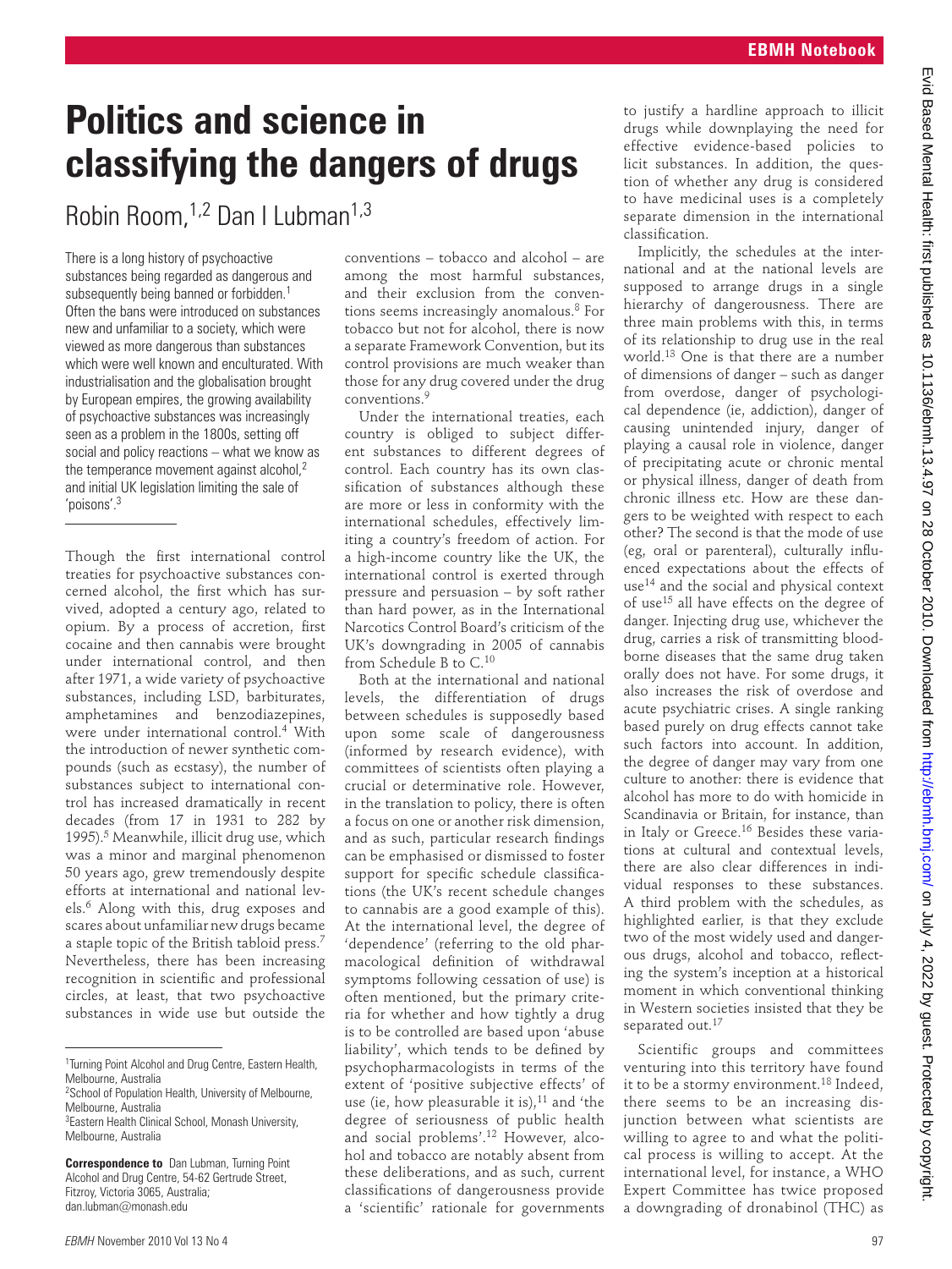# Politics and science in classifying the dangers of drugs

Robin Room,[1,2] Dan I Lubman[1,3]

There is a long history of psychoactive substances being regarded as dangerous and subsequently being banned or forbidden.[1] Often the bans were introduced on substances new and unfamiliar to a society, which were viewed as more dangerous than substances which were well known and enculturated. With industrialisation and the globalisation brought by European empires, the growing availability of psychoactive substances was increasingly seen as a problem in the 1800s, setting off social and policy reactions – what we know as the temperance movement against alcohol,[2] and initial UK legislation limiting the sale of 'poisons'.[3]

Though the first international control treaties for psychoactive substances concerned alcohol, the first which has survived, adopted a century ago, related to opium. By a process of accretion, first cocaine and then cannabis were brought under international control, and then after 1971, a wide variety of psychoactive substances, including LSD, barbiturates, amphetamines and benzodiazepines, were under international control.[4] With the introduction of newer synthetic compounds (such as ecstasy), the number of substances subject to international control has increased dramatically in recent decades (from 17 in 1931 to 282 by 1995).[5] Meanwhile, illicit drug use, which was a minor and marginal phenomenon 50 years ago, grew tremendously despite efforts at international and national levels.[6] Along with this, drug exposes and scares about unfamiliar new drugs became a staple topic of the British tabloid press.[7] Nevertheless, there has been increasing recognition in scientific and professional circles, at least, that two psychoactive substances in wide use but outside the conventions – tobacco and alcohol – are among the most harmful substances, and their exclusion from the conventions seems increasingly anomalous.[8] For tobacco but not for alcohol, there is now a separate Framework Convention, but its control provisions are much weaker than those for any drug covered under the drug conventions.[9]

Under the international treaties, each country is obliged to subject different substances to different degrees of control. Each country has its own classification of substances although these are more or less in conformity with the international schedules, effectively limiting a country's freedom of action. For a high-income country like the UK, the international control is exerted through pressure and persuasion – by soft rather than hard power, as in the International Narcotics Control Board's criticism of the UK's downgrading in 2005 of cannabis from Schedule B to C.[10]

Both at the international and national levels, the differentiation of drugs between schedules is supposedly based upon some scale of dangerousness (informed by research evidence), with committees of scientists often playing a crucial or determinative role. However, in the translation to policy, there is often a focus on one or another risk dimension, and as such, particular research findings can be emphasised or dismissed to foster support for specific schedule classifications (the UK's recent schedule changes to cannabis are a good example of this). At the international level, the degree of 'dependence' (referring to the old pharmacological definition of withdrawal symptoms following cessation of use) is often mentioned, but the primary criteria for whether and how tightly a drug is to be controlled are based upon 'abuse liability', which tends to be defined by psychopharmacologists in terms of the extent of 'positive subjective effects' of use (ie, how pleasurable it is),[11] and 'the degree of seriousness of public health and social problems'.[12] However, alcohol and tobacco are notably absent from these deliberations, and as such, current classifications of dangerousness provide a 'scientific' rationale for governments to justify a hardline approach to illicit drugs while downplaying the need for effective evidence-based policies to licit substances. In addition, the question of whether any drug is considered to have medicinal uses is a completely separate dimension in the international classification.

Implicitly, the schedules at the international and at the national levels are supposed to arrange drugs in a single hierarchy of dangerousness. There are three main problems with this, in terms of its relationship to drug use in the real world.[13] One is that there are a number of dimensions of danger – such as danger from overdose, danger of psychological dependence (ie, addiction), danger of causing unintended injury, danger of playing a causal role in violence, danger of precipitating acute or chronic mental or physical illness, danger of death from chronic illness etc. How are these dangers to be weighted with respect to each other? The second is that the mode of use (eg, oral or parenteral), culturally influenced expectations about the effects of use[14] and the social and physical context of use[15] all have effects on the degree of danger. Injecting drug use, whichever the drug, carries a risk of transmitting blood-borne diseases that the same drug taken orally does not have. For some drugs, it also increases the risk of overdose and acute psychiatric crises. A single ranking based purely on drug effects cannot take such factors into account. In addition, the degree of danger may vary from one culture to another: there is evidence that alcohol has more to do with homicide in Scandinavia or Britain, for instance, than in Italy or Greece.[16] Besides these variations at cultural and contextual levels, there are also clear differences in individual responses to these substances. A third problem with the schedules, as highlighted earlier, is that they exclude two of the most widely used and dangerous drugs, alcohol and tobacco, reflecting the system's inception at a historical moment in which conventional thinking in Western societies insisted that they be separated out.[17]

Scientific groups and committees venturing into this territory have found it to be a stormy environment.[18] Indeed, there seems to be an increasing disjunction between what scientists are willing to agree to and what the political process is willing to accept. At the international level, for instance, a WHO Expert Committee has twice proposed a downgrading of dronabinol (THC) as

---

[1]Turning Point Alcohol and Drug Centre, Eastern Health, Melbourne, Australia
[2]School of Population Health, University of Melbourne, Melbourne, Australia
[3]Eastern Health Clinical School, Monash University, Melbourne, Australia

**Correspondence to** Dan Lubman, Turning Point Alcohol and Drug Centre, 54-62 Gertrude Street, Fitzroy, Victoria 3065, Australia; dan.lubman@monash.edu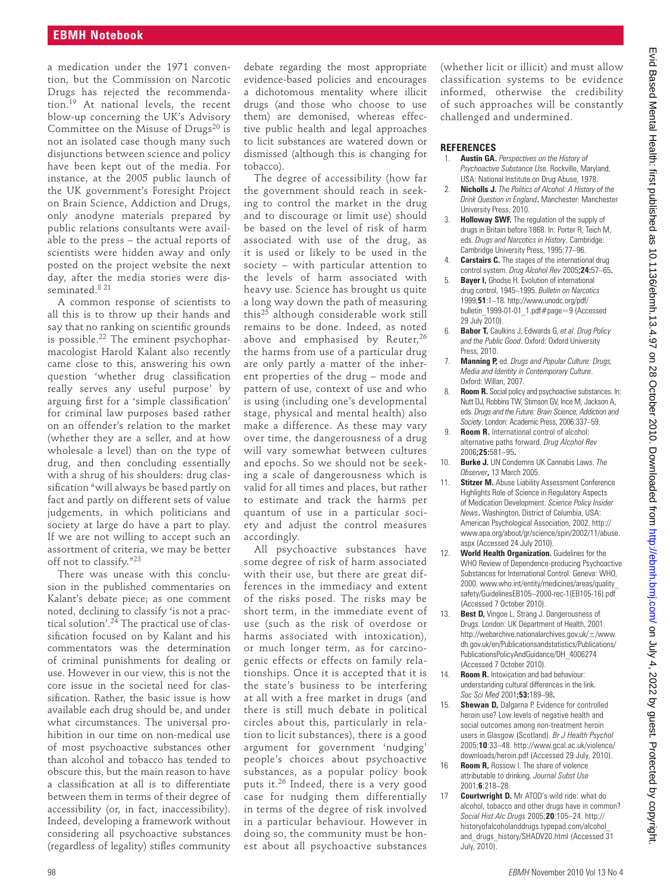a medication under the 1971 convention, but the Commission on Narcotic Drugs has rejected the recommendation.[19] At national levels, the recent blow-up concerning the UK's Advisory Committee on the Misuse of Drugs[20] is not an isolated case though many such disjunctions between science and policy have been kept out of the media. For instance, at the 2005 public launch of the UK government's Foresight Project on Brain Science, Addiction and Drugs, only anodyne materials prepared by public relations consultants were available to the press – the actual reports of scientists were hidden away and only posted on the project website the next day, after the media stories were disseminated.[8 21]

A common response of scientists to all this is to throw up their hands and say that no ranking on scientific grounds is possible.[22] The eminent psychopharmacologist Harold Kalant also recently came close to this, answering his own question 'whether drug classification really serves any useful purpose' by arguing first for a 'simple classification' for criminal law purposes based rather on an offender's relation to the market (whether they are a seller, and at how wholesale a level) than on the type of drug, and then concluding essentially with a shrug of his shoulders: drug classification "will always be based partly on fact and partly on different sets of value judgements, in which politicians and society at large do have a part to play. If we are not willing to accept such an assortment of criteria, we may be better off not to classify."[23]

There was unease with this conclusion in the published commentaries on Kalant's debate piece; as one comment noted, declining to classify 'is not a practical solution'.[24] The practical use of classification focused on by Kalant and his commentators was the determination of criminal punishments for dealing or use. However in our view, this is not the core issue in the societal need for classification. Rather, the basic issue is how available each drug should be, and under what circumstances. The universal prohibition in our time on non-medical use of most psychoactive substances other than alcohol and tobacco has tended to obscure this, but the main reason to have a classification at all is to differentiate between them in terms of their degree of accessibility (or, in fact, inaccessibility). Indeed, developing a framework without considering all psychoactive substances (regardless of legality) stifles community debate regarding the most appropriate evidence-based policies and encourages a dichotomous mentality where illicit drugs (and those who choose to use them) are demonised, whereas effective public health and legal approaches to licit substances are watered down or dismissed (although this is changing for tobacco).

The degree of accessibility (how far the government should reach in seeking to control the market in the drug and to discourage or limit use) should be based on the level of risk of harm associated with use of the drug, as it is used or likely to be used in the society – with particular attention to the levels of harm associated with heavy use. Science has brought us quite a long way down the path of measuring this[25] although considerable work still remains to be done. Indeed, as noted above and emphasised by Reuter,[26] the harms from use of a particular drug are only partly a matter of the inherent properties of the drug – mode and pattern of use, context of use and who is using (including one's developmental stage, physical and mental health) also make a difference. As these may vary over time, the dangerousness of a drug will vary somewhat between cultures and epochs. So we should not be seeking a scale of dangerousness which is valid for all times and places, but rather to estimate and track the harms per quantum of use in a particular society and adjust the control measures accordingly.

All psychoactive substances have some degree of risk of harm associated with their use, but there are great differences in the immediacy and extent of the risks posed. The risks may be short term, in the immediate event of use (such as the risk of overdose or harms associated with intoxication), or much longer term, as for carcinogenic effects or effects on family relationships. Once it is accepted that it is the state's business to be interfering at all with a free market in drugs (and there is still much debate in political circles about this, particularly in relation to licit substances), there is a good argument for government 'nudging' people's choices about psychoactive substances, as a popular policy book puts it.[26] Indeed, there is a very good case for nudging them differentially in terms of the degree of risk involved in a particular behaviour. However in doing so, the community must be honest about all psychoactive substances (whether licit or illicit) and must allow classification systems to be evidence informed, otherwise the credibility of such approaches will be constantly challenged and undermined.

## REFERENCES

1. **Austin GA.** *Perspectives on the History of Psychoactive Substance Use*. Rockville, Maryland, USA: National Institute on Drug Abuse, 1978.
2. **Nicholls J.** *The Politics of Alcohol: A History of the Drink Question in England*. Manchester: Manchester University Press, 2010.
3. **Holloway SWF.** The regulation of the supply of drugs in Britain before 1868. In: Porter R, Teich M, eds. *Drugs and Narcotics in History*. Cambridge: Cambridge University Press, 1995:77–96.
4. **Carstairs C.** The stages of the international drug control system. *Drug Alcohol Rev* 2005;**24**:57–65.
5. **Bayer I,** Ghodse H. Evolution of international drug control, 1945–1995. *Bulletin on Narcotics* 1999;**51**:1–18. http://www.unodc.org/pdf/bulletin_1999-01-01_1.pdf#page=9 (Accessed 29 July 2010).
6. **Babor T,** Caulkins J, Edwards G, *et al*. *Drug Policy and the Public Good*. Oxford: Oxford University Press, 2010.
7. **Manning P,** ed. *Drugs and Popular Culture: Drugs, Media and Identity in Contemporary Culture*. Oxford: Willan, 2007.
8. **Room R.** Social policy and psychoactive substances. In: Nutt DJ, Robbins TW, Stimson GV, Ince M, Jackson A, eds. *Drugs and the Future: Brain Science, Addiction and Society*. London: Academic Press, 2006:337–59.
9. **Room R.** International control of alcohol: alternative paths forward. *Drug Alcohol Rev* 2006;**25**:581–95.
10. **Burke J.** UN Condemns UK Cannabis Laws. *The Observer*, 13 March 2005.
11. **Stitzer M.** Abuse Liability Assessment Conference Highlights Role of Science in Regulatory Aspects of Medication Development. *Science Policy Insider News*. Washington, District of Columbia, USA: American Psychological Association, 2002. http://www.apa.org/about/gr/science/spin/2002/11/abuse.aspx (Accessed 24 July 2010).
12. **World Health Organization.** Guidelines for the WHO Review of Dependence-producing Psychoactive Substances for International Control. Geneva: WHO, 2000. www.who.int/entity/medicines/areas/quality_safety/GuidelinesEB105–2000-rec-1(EB105-16).pdf (Accessed 7 October 2010).
13. **Best D,** Vingoe L, Strang J. Dangerousness of Drugs. London: UK Department of Health, 2001. http://webarchive.nationalarchives.gov.uk/±/www.dh.gov.uk/en/Publicationsandstatistics/Publications/PublicationsPolicyAndGuidance/DH_4006274 (Accessed 7 October 2010).
14. **Room R.** Intoxication and bad behaviour: understanding cultural differences in the link. *Soc Sci Med* 2001;**53**:189–98.
15. **Shewan D,** Dalgarna P. Evidence for controlled heroin use? Low levels of negative health and social outcomes among non-treatment heroin users in Glasgow (Scotland). *Br J Health Psychol* 2005;**10**:33–48. http://www.gcal.ac.uk/violence/downloads/heroin.pdf (Accessed 29 July, 2010).
16. **Room R,** Rossow I. The share of violence attributable to drinking. *Journal Subst Use* 2001;**6**:218–28.
17. **Courtwright D.** Mr ATOD's wild ride: what do alcohol, tobacco and other drugs have in common? *Social Hist Alc Drugs* 2005;**20**:105–24. http://historyofalcoholanddrugs.typepad.com/alcohol_and_drugs_history/SHADV20.html (Accessed 31 July, 2010).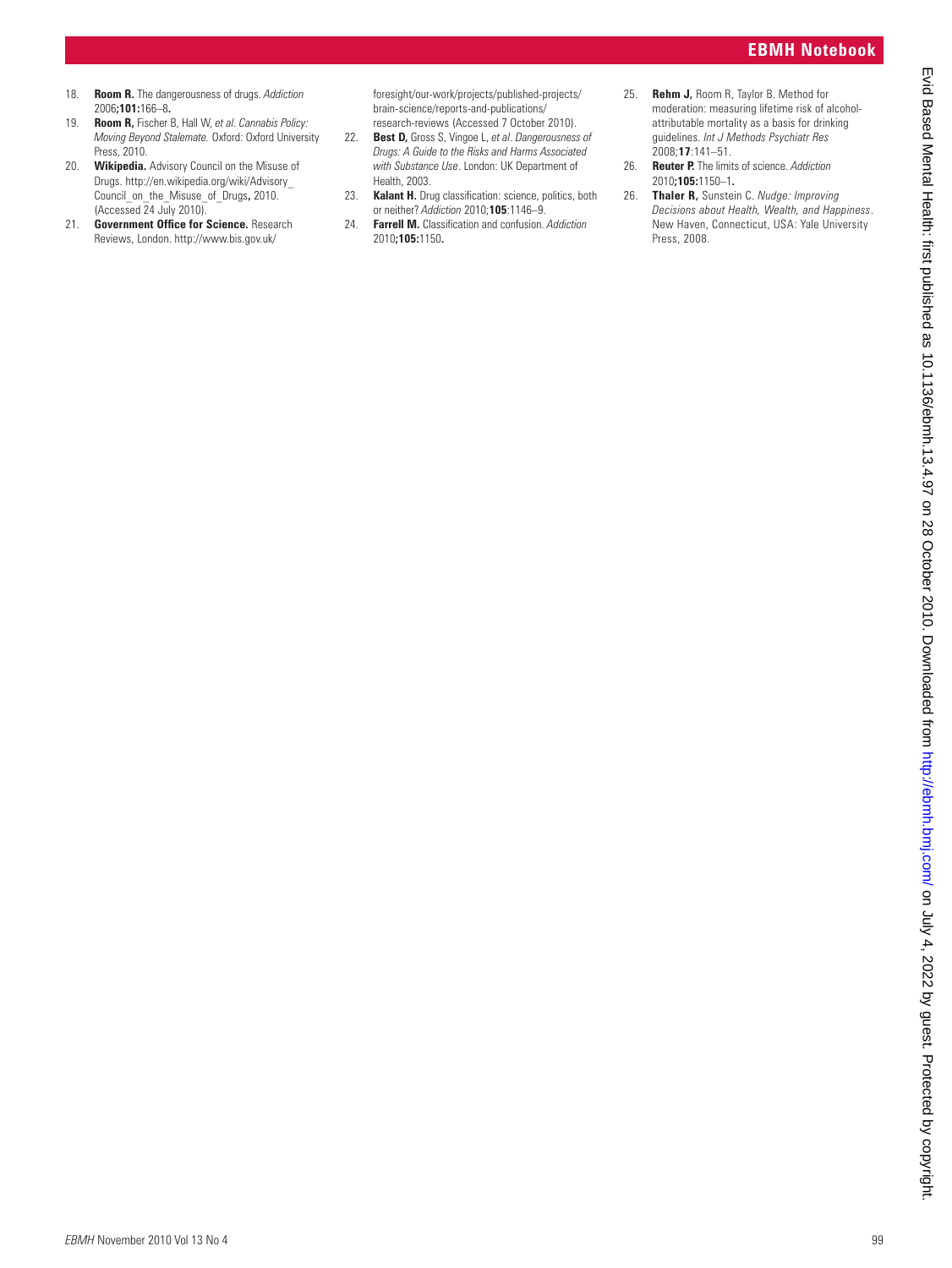18. **Room R.** The dangerousness of drugs. *Addiction* 2006**;101:**166–8**.**
19. **Room R,** Fischer B, Hall W, *et al*. *Cannabis Policy: Moving Beyond Stalemate.* Oxford: Oxford University Press, 2010.
20. **Wikipedia.** Advisory Council on the Misuse of Drugs. http://en.wikipedia.org/wiki/Advisory_Council_on_the_Misuse_of_Drugs**,** 2010. (Accessed 24 July 2010).
21. **Government Office for Science.** Research Reviews, London. http://www.bis.gov.uk/foresight/our-work/projects/published-projects/brain-science/reports-and-publications/research-reviews (Accessed 7 October 2010).
22. **Best D,** Gross S, Vingoe L, *et al*. *Dangerousness of Drugs: A Guide to the Risks and Harms Associated with Substance Use*. London: UK Department of Health, 2003.
23. **Kalant H.** Drug classification: science, politics, both or neither? *Addiction* 2010;**105**:1146–9.
24. **Farrell M.** Classification and confusion. *Addiction* 2010**;105:**1150**.**
25. **Rehm J,** Room R, Taylor B. Method for moderation: measuring lifetime risk of alcohol-attributable mortality as a basis for drinking guidelines. *Int J Methods Psychiatr Res* 2008;**17**:141–51.
26. **Reuter P.** The limits of science. *Addiction* 2010**;105:**1150–1**.**
26. **Thaler R,** Sunstein C. *Nudge: Improving Decisions about Health, Wealth, and Happiness*. New Haven, Connecticut, USA: Yale University Press, 2008.